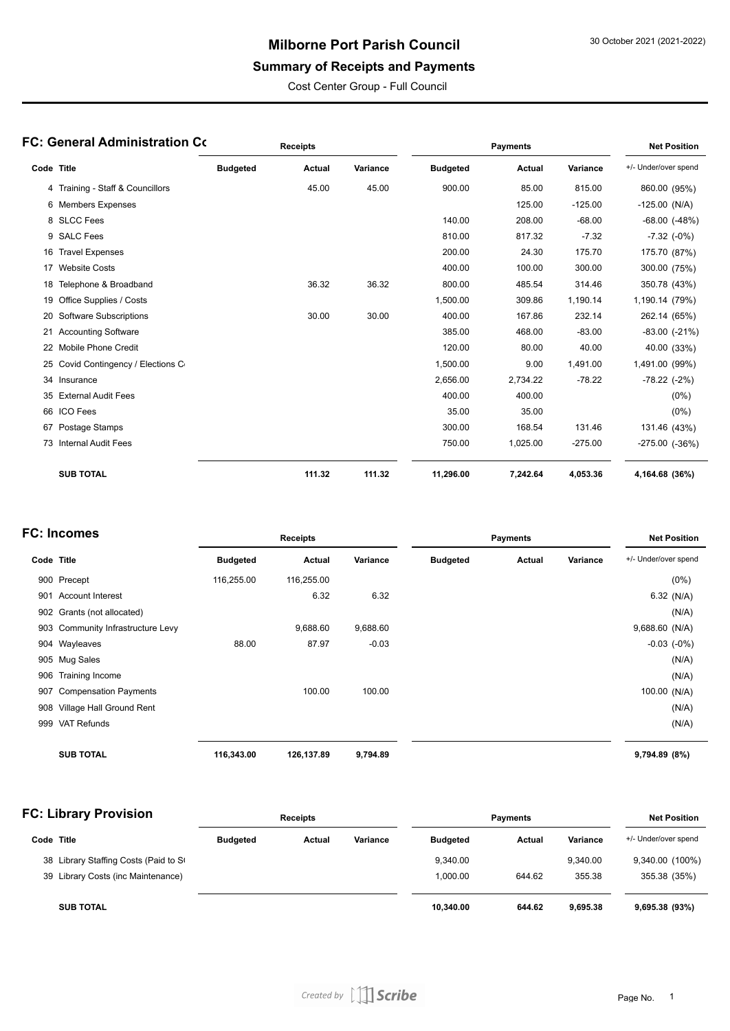# Milborne Port Parish Council

## Summary of Receipts and Payments

Cost Center Group - Full Council

30 October 2021 (2021-2022)

### FC: General Administration Cc

| Code | Title | Receipts Budgeted | Receipts Actual | Receipts Variance | Payments Budgeted | Payments Actual | Payments Variance | Net Position +/- Under/over spend |
|---|---|---|---|---|---|---|---|---|
| 4 | Training - Staff & Councillors | | 45.00 | 45.00 | 900.00 | 85.00 | 815.00 | 860.00 (95%) |
| 6 | Members Expenses | | | | | 125.00 | -125.00 | -125.00 (N/A) |
| 8 | SLCC Fees | | | | 140.00 | 208.00 | -68.00 | -68.00 (-48%) |
| 9 | SALC Fees | | | | 810.00 | 817.32 | -7.32 | -7.32 (-0%) |
| 16 | Travel Expenses | | | | 200.00 | 24.30 | 175.70 | 175.70 (87%) |
| 17 | Website Costs | | | | 400.00 | 100.00 | 300.00 | 300.00 (75%) |
| 18 | Telephone & Broadband | | 36.32 | 36.32 | 800.00 | 485.54 | 314.46 | 350.78 (43%) |
| 19 | Office Supplies / Costs | | | | 1,500.00 | 309.86 | 1,190.14 | 1,190.14 (79%) |
| 20 | Software Subscriptions | | 30.00 | 30.00 | 400.00 | 167.86 | 232.14 | 262.14 (65%) |
| 21 | Accounting Software | | | | 385.00 | 468.00 | -83.00 | -83.00 (-21%) |
| 22 | Mobile Phone Credit | | | | 120.00 | 80.00 | 40.00 | 40.00 (33%) |
| 25 | Covid Contingency / Elections C | | | | 1,500.00 | 9.00 | 1,491.00 | 1,491.00 (99%) |
| 34 | Insurance | | | | 2,656.00 | 2,734.22 | -78.22 | -78.22 (-2%) |
| 35 | External Audit Fees | | | | 400.00 | 400.00 | | (0%) |
| 66 | ICO Fees | | | | 35.00 | 35.00 | | (0%) |
| 67 | Postage Stamps | | | | 300.00 | 168.54 | 131.46 | 131.46 (43%) |
| 73 | Internal Audit Fees | | | | 750.00 | 1,025.00 | -275.00 | -275.00 (-36%) |
| | **SUB TOTAL** | | **111.32** | **111.32** | **11,296.00** | **7,242.64** | **4,053.36** | **4,164.68 (36%)** |

### FC: Incomes

| Code | Title | Receipts Budgeted | Receipts Actual | Receipts Variance | Payments Budgeted | Payments Actual | Payments Variance | Net Position +/- Under/over spend |
|---|---|---|---|---|---|---|---|---|
| 900 | Precept | 116,255.00 | 116,255.00 | | | | | (0%) |
| 901 | Account Interest | | 6.32 | 6.32 | | | | 6.32 (N/A) |
| 902 | Grants (not allocated) | | | | | | | (N/A) |
| 903 | Community Infrastructure Levy | | 9,688.60 | 9,688.60 | | | | 9,688.60 (N/A) |
| 904 | Wayleaves | 88.00 | 87.97 | -0.03 | | | | -0.03 (-0%) |
| 905 | Mug Sales | | | | | | | (N/A) |
| 906 | Training Income | | | | | | | (N/A) |
| 907 | Compensation Payments | | 100.00 | 100.00 | | | | 100.00 (N/A) |
| 908 | Village Hall Ground Rent | | | | | | | (N/A) |
| 999 | VAT Refunds | | | | | | | (N/A) |
| | **SUB TOTAL** | **116,343.00** | **126,137.89** | **9,794.89** | | | | **9,794.89 (8%)** |

### FC: Library Provision

| Code | Title | Receipts Budgeted | Receipts Actual | Receipts Variance | Payments Budgeted | Payments Actual | Payments Variance | Net Position +/- Under/over spend |
|---|---|---|---|---|---|---|---|---|
| 38 | Library Staffing Costs (Paid to S | | | | 9,340.00 | | 9,340.00 | 9,340.00 (100%) |
| 39 | Library Costs (inc Maintenance) | | | | 1,000.00 | 644.62 | 355.38 | 355.38 (35%) |
| | **SUB TOTAL** | | | | **10,340.00** | **644.62** | **9,695.38** | **9,695.38 (93%)** |

*Created by Scribe*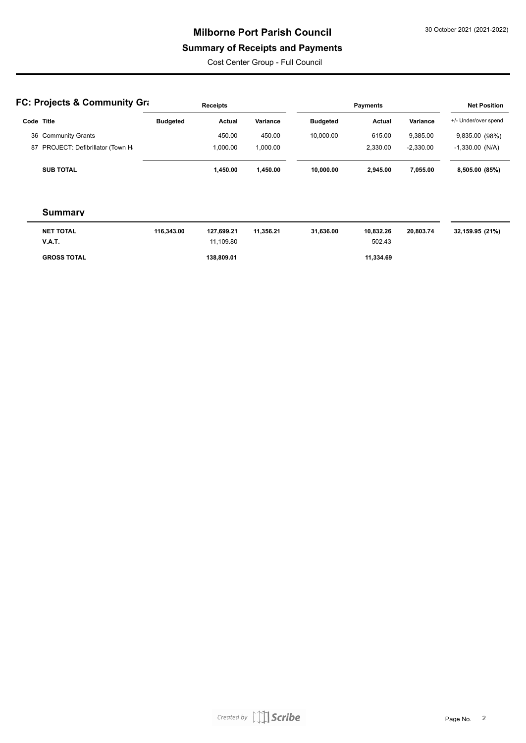# Milborne Port Parish Council

## Summary of Receipts and Payments

Cost Center Group - Full Council

### FC: Projects & Community Gra

| Code | Title | Receipts: Budgeted | Receipts: Actual | Receipts: Variance | Payments: Budgeted | Payments: Actual | Payments: Variance | Net Position: +/- Under/over spend |
|---|---|---|---|---|---|---|---|---|
| 36 | Community Grants | | 450.00 | 450.00 | 10,000.00 | 615.00 | 9,385.00 | 9,835.00 (98%) |
| 87 | PROJECT: Defibrillator (Town Ha | | 1,000.00 | 1,000.00 | | 2,330.00 | -2,330.00 | -1,330.00 (N/A) |
| | **SUB TOTAL** | | **1,450.00** | **1,450.00** | **10,000.00** | **2,945.00** | **7,055.00** | **8,505.00 (85%)** |

### Summary

| | Receipts: Budgeted | Receipts: Actual | Receipts: Variance | Payments: Budgeted | Payments: Actual | Payments: Variance | Net Position |
|---|---|---|---|---|---|---|---|
| **NET TOTAL** | **116,343.00** | **127,699.21** | **11,356.21** | **31,636.00** | **10,832.26** | **20,803.74** | **32,159.95 (21%)** |
| **V.A.T.** | | 11,109.80 | | | 502.43 | | |
| **GROSS TOTAL** | | **138,809.01** | | | **11,334.69** | | |